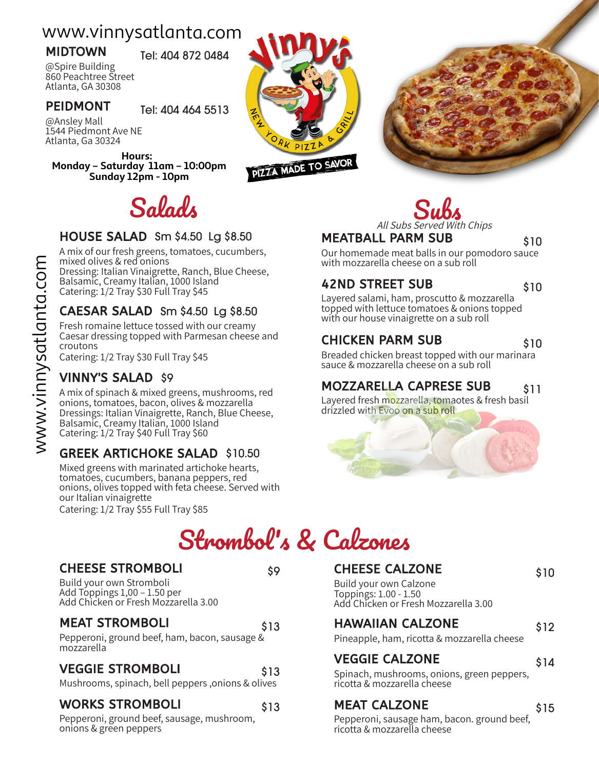www.vinnysatlanta.com

**MIDTOWN** Tel: 404 872 0484

@Spire Building
860 Peachtree Street
Atlanta, GA 30308

**PEIDMONT** Tel: 404 464 5513

@Ansley Mall
1544 Piedmont Ave NE
Atlanta, Ga 30324

**Hours:**
**Monday – Saturday 11am – 10:00pm**
**Sunday 12pm - 10pm**

Vinny's
NEW YORK PIZZA & GRILL
PIZZA MADE TO SAVOR

## Salads

### HOUSE SALAD Sm $4.50 Lg $8.50

A mix of our fresh greens, tomatoes, cucumbers, mixed olives & red onions
Dressing: Italian Vinaigrette, Ranch, Blue Cheese, Balsamic, Creamy Italian, 1000 Island
Catering: 1/2 Tray $30 Full Tray $45

### CAESAR SALAD Sm $4.50 Lg $8.50

Fresh romaine lettuce tossed with our creamy Caesar dressing topped with Parmesan cheese and croutons
Catering: 1/2 Tray $30 Full Tray $45

### VINNY'S SALAD $9

A mix of spinach & mixed greens, mushrooms, red onions, tomatoes, bacon, olives & mozzarella
Dressings: Italian Vinaigrette, Ranch, Blue Cheese, Balsamic, Creamy Italian, 1000 Island
Catering: 1/2 Tray $40 Full Tray $60

### GREEK ARTICHOKE SALAD $10.50

Mixed greens with marinated artichoke hearts, tomatoes, cucumbers, banana peppers, red onions, olives topped with feta cheese. Served with our Italian vinaigrette
Catering: 1/2 Tray $55 Full Tray $85

## Subs

*All Subs Served With Chips*

### MEATBALL PARM SUB $10

Our homemade meat balls in our pomodoro sauce with mozzarella cheese on a sub roll

### 42ND STREET SUB $10

Layered salami, ham, proscutto & mozzarella topped with lettuce tomatoes & onions topped with our house vinaigrette on a sub roll

### CHICKEN PARM SUB $10

Breaded chicken breast topped with our marinara sauce & mozzarella cheese on a sub roll

### MOZZARELLA CAPRESE SUB $11

Layered fresh mozzarella, tomaotes & fresh basil drizzled with Evoo on a sub roll

## Strombol's & Calzones

### CHEESE STROMBOLI $9

Build your own Stromboli
Add Toppings 1,00 – 1.50 per
Add Chicken or Fresh Mozzarella 3.00

### MEAT STROMBOLI $13

Pepperoni, ground beef, ham, bacon, sausage & mozzarella

### VEGGIE STROMBOLI $13

Mushrooms, spinach, bell peppers ,onions & olives

### WORKS STROMBOLI $13

Pepperoni, ground beef, sausage, mushroom, onions & green peppers

### CHEESE CALZONE $10

Build your own Calzone
Toppings: 1.00 - 1.50
Add Chicken or Fresh Mozzarella 3.00

### HAWAIIAN CALZONE $12

Pineapple, ham, ricotta & mozzarella cheese

### VEGGIE CALZONE $14

Spinach, mushrooms, onions, green peppers, ricotta & mozzarella cheese

### MEAT CALZONE $15

Pepperoni, sausage ham, bacon. ground beef, ricotta & mozzarella cheese

www.vinnysatlanta.com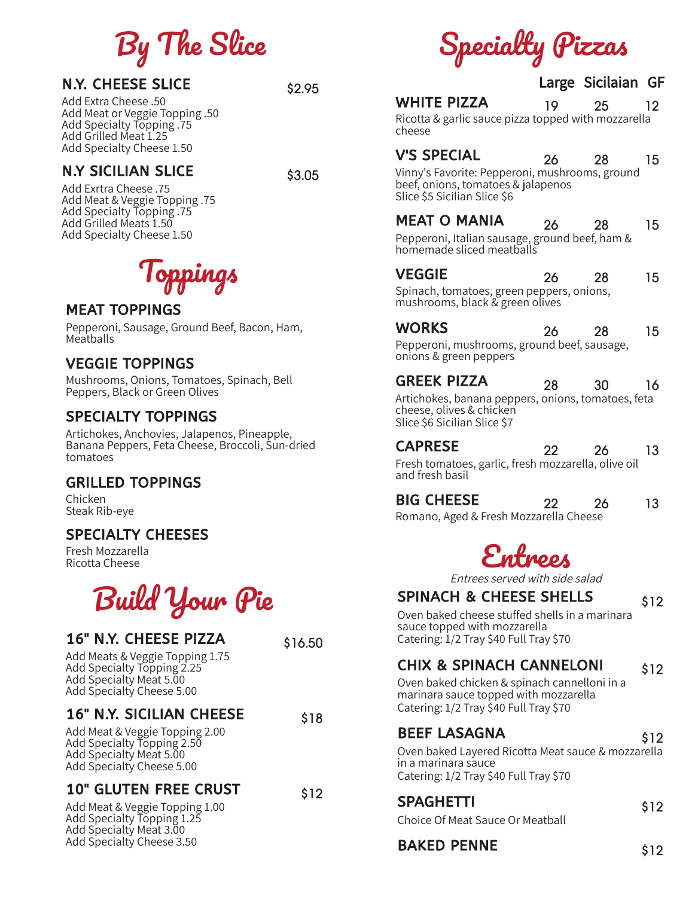# By The Slice

**N.Y. CHEESE SLICE** $2.95

Add Extra Cheese .50
Add Meat or Veggie Topping .50
Add Specialty Topping .75
Add Grilled Meat 1.25
Add Specialty Cheese 1.50

**N.Y SICILIAN SLICE** $3.05

Add Exrtra Cheese .75
Add Meat & Veggie Topping .75
Add Specialty Topping .75
Add Grilled Meats 1.50
Add Specialty Cheese 1.50

# Toppings

### MEAT TOPPINGS

Pepperoni, Sausage, Ground Beef, Bacon, Ham, Meatballs

### VEGGIE TOPPINGS

Mushrooms, Onions, Tomatoes, Spinach, Bell Peppers, Black or Green Olives

### SPECIALTY TOPPINGS

Artichokes, Anchovies, Jalapenos, Pineapple, Banana Peppers, Feta Cheese, Broccoli, Sun-dried tomatoes

### GRILLED TOPPINGS

Chicken
Steak Rib-eye

### SPECIALTY CHEESES

Fresh Mozzarella
Ricotta Cheese

# Build Your Pie

**16" N.Y. CHEESE PIZZA** $16.50

Add Meats & Veggie Topping 1.75
Add Specialty Topping 2.25
Add Specialty Meat 5.00
Add Specialty Cheese 5.00

**16" N.Y. SICILIAN CHEESE** $18

Add Meat & Veggie Topping 2.00
Add Specialty Topping 2.50
Add Specialty Meat 5.00
Add Specialty Cheese 5.00

**10" GLUTEN FREE CRUST** $12

Add Meat & Veggie Topping 1.00
Add Specialty Topping 1.25
Add Specialty Meat 3.00
Add Specialty Cheese 3.50

# Specialty Pizzas

| | Large | Sicilaian | GF |
|---|---|---|---|
| **WHITE PIZZA** Ricotta & garlic sauce pizza topped with mozzarella cheese | 19 | 25 | 12 |
| **V'S SPECIAL** Vinny's Favorite: Pepperoni, mushrooms, ground beef, onions, tomatoes & jalapenos. Slice $5 Sicilian Slice $6 | 26 | 28 | 15 |
| **MEAT O MANIA** Pepperoni, Italian sausage, ground beef, ham & homemade sliced meatballs | 26 | 28 | 15 |
| **VEGGIE** Spinach, tomatoes, green peppers, onions, mushrooms, black & green olives | 26 | 28 | 15 |
| **WORKS** Pepperoni, mushrooms, ground beef, sausage, onions & green peppers | 26 | 28 | 15 |
| **GREEK PIZZA** Artichokes, banana peppers, onions, tomatoes, feta cheese, olives & chicken. Slice $6 Sicilian Slice $7 | 28 | 30 | 16 |
| **CAPRESE** Fresh tomatoes, garlic, fresh mozzarella, olive oil and fresh basil | 22 | 26 | 13 |
| **BIG CHEESE** Romano, Aged & Fresh Mozzarella Cheese | 22 | 26 | 13 |

# Entrees

*Entrees served with side salad*

**SPINACH & CHEESE SHELLS** $12

Oven baked cheese stuffed shells in a marinara sauce topped with mozzarella
Catering: 1/2 Tray $40 Full Tray $70

**CHIX & SPINACH CANNELONI** $12

Oven baked chicken & spinach cannelloni in a marinara sauce topped with mozzarella
Catering: 1/2 Tray $40 Full Tray $70

**BEEF LASAGNA** $12

Oven baked Layered Ricotta Meat sauce & mozzarella in a marinara sauce
Catering: 1/2 Tray $40 Full Tray $70

**SPAGHETTI** $12

Choice Of Meat Sauce Or Meatball

**BAKED PENNE** $12